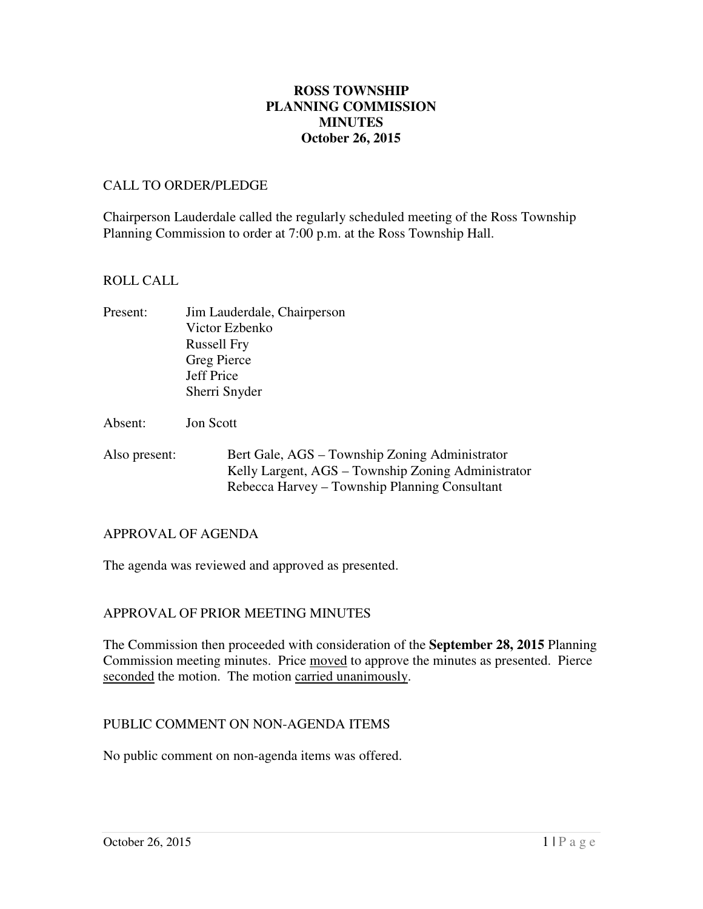# ROSS TOWNSHIP
# PLANNING COMMISSION
# MINUTES
# October 26, 2015

CALL TO ORDER/PLEDGE

Chairperson Lauderdale called the regularly scheduled meeting of the Ross Township Planning Commission to order at 7:00 p.m. at the Ross Township Hall.

ROLL CALL

Present: Jim Lauderdale, Chairperson
Victor Ezbenko
Russell Fry
Greg Pierce
Jeff Price
Sherri Snyder

Absent: Jon Scott

Also present: Bert Gale, AGS – Township Zoning Administrator
Kelly Largent, AGS – Township Zoning Administrator
Rebecca Harvey – Township Planning Consultant

APPROVAL OF AGENDA

The agenda was reviewed and approved as presented.

APPROVAL OF PRIOR MEETING MINUTES

The Commission then proceeded with consideration of the **September 28, 2015** Planning Commission meeting minutes. Price moved to approve the minutes as presented. Pierce seconded the motion. The motion carried unanimously.

PUBLIC COMMENT ON NON-AGENDA ITEMS

No public comment on non-agenda items was offered.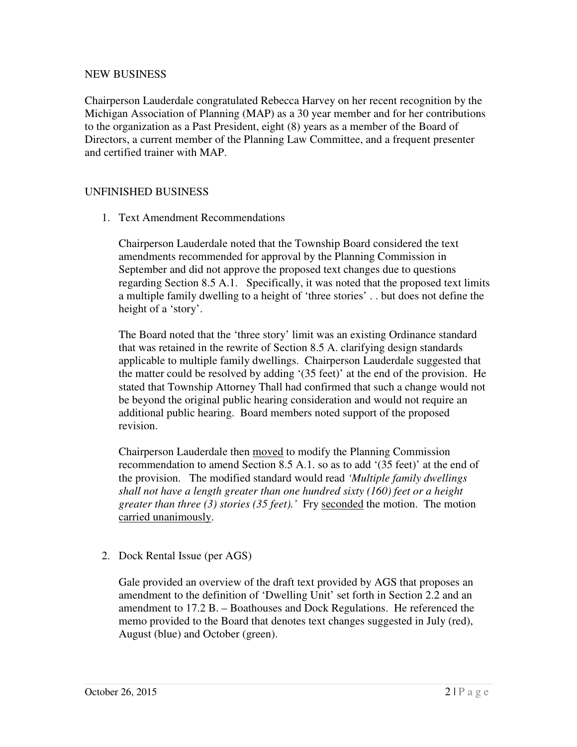## NEW BUSINESS

Chairperson Lauderdale congratulated Rebecca Harvey on her recent recognition by the Michigan Association of Planning (MAP) as a 30 year member and for her contributions to the organization as a Past President, eight (8) years as a member of the Board of Directors, a current member of the Planning Law Committee, and a frequent presenter and certified trainer with MAP.

## UNFINISHED BUSINESS

1. Text Amendment Recommendations

   Chairperson Lauderdale noted that the Township Board considered the text amendments recommended for approval by the Planning Commission in September and did not approve the proposed text changes due to questions regarding Section 8.5 A.1. Specifically, it was noted that the proposed text limits a multiple family dwelling to a height of 'three stories' . . but does not define the height of a 'story'.

   The Board noted that the 'three story' limit was an existing Ordinance standard that was retained in the rewrite of Section 8.5 A. clarifying design standards applicable to multiple family dwellings. Chairperson Lauderdale suggested that the matter could be resolved by adding '(35 feet)' at the end of the provision. He stated that Township Attorney Thall had confirmed that such a change would not be beyond the original public hearing consideration and would not require an additional public hearing. Board members noted support of the proposed revision.

   Chairperson Lauderdale then <u>moved</u> to modify the Planning Commission recommendation to amend Section 8.5 A.1. so as to add '(35 feet)' at the end of the provision. The modified standard would read *'Multiple family dwellings shall not have a length greater than one hundred sixty (160) feet or a height greater than three (3) stories (35 feet).'* Fry <u>seconded</u> the motion. The motion <u>carried unanimously</u>.

2. Dock Rental Issue (per AGS)

   Gale provided an overview of the draft text provided by AGS that proposes an amendment to the definition of 'Dwelling Unit' set forth in Section 2.2 and an amendment to 17.2 B. – Boathouses and Dock Regulations. He referenced the memo provided to the Board that denotes text changes suggested in July (red), August (blue) and October (green).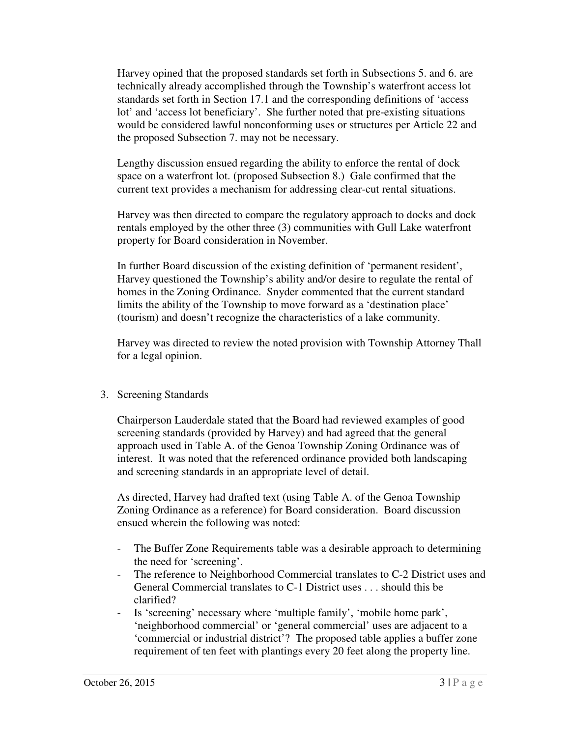Harvey opined that the proposed standards set forth in Subsections 5. and 6. are technically already accomplished through the Township's waterfront access lot standards set forth in Section 17.1 and the corresponding definitions of 'access lot' and 'access lot beneficiary'. She further noted that pre-existing situations would be considered lawful nonconforming uses or structures per Article 22 and the proposed Subsection 7. may not be necessary.

Lengthy discussion ensued regarding the ability to enforce the rental of dock space on a waterfront lot. (proposed Subsection 8.) Gale confirmed that the current text provides a mechanism for addressing clear-cut rental situations.

Harvey was then directed to compare the regulatory approach to docks and dock rentals employed by the other three (3) communities with Gull Lake waterfront property for Board consideration in November.

In further Board discussion of the existing definition of 'permanent resident', Harvey questioned the Township's ability and/or desire to regulate the rental of homes in the Zoning Ordinance. Snyder commented that the current standard limits the ability of the Township to move forward as a 'destination place' (tourism) and doesn't recognize the characteristics of a lake community.

Harvey was directed to review the noted provision with Township Attorney Thall for a legal opinion.

3. Screening Standards

Chairperson Lauderdale stated that the Board had reviewed examples of good screening standards (provided by Harvey) and had agreed that the general approach used in Table A. of the Genoa Township Zoning Ordinance was of interest. It was noted that the referenced ordinance provided both landscaping and screening standards in an appropriate level of detail.

As directed, Harvey had drafted text (using Table A. of the Genoa Township Zoning Ordinance as a reference) for Board consideration. Board discussion ensued wherein the following was noted:

- The Buffer Zone Requirements table was a desirable approach to determining the need for 'screening'.
- The reference to Neighborhood Commercial translates to C-2 District uses and General Commercial translates to C-1 District uses . . . should this be clarified?
- Is 'screening' necessary where 'multiple family', 'mobile home park', 'neighborhood commercial' or 'general commercial' uses are adjacent to a 'commercial or industrial district'? The proposed table applies a buffer zone requirement of ten feet with plantings every 20 feet along the property line.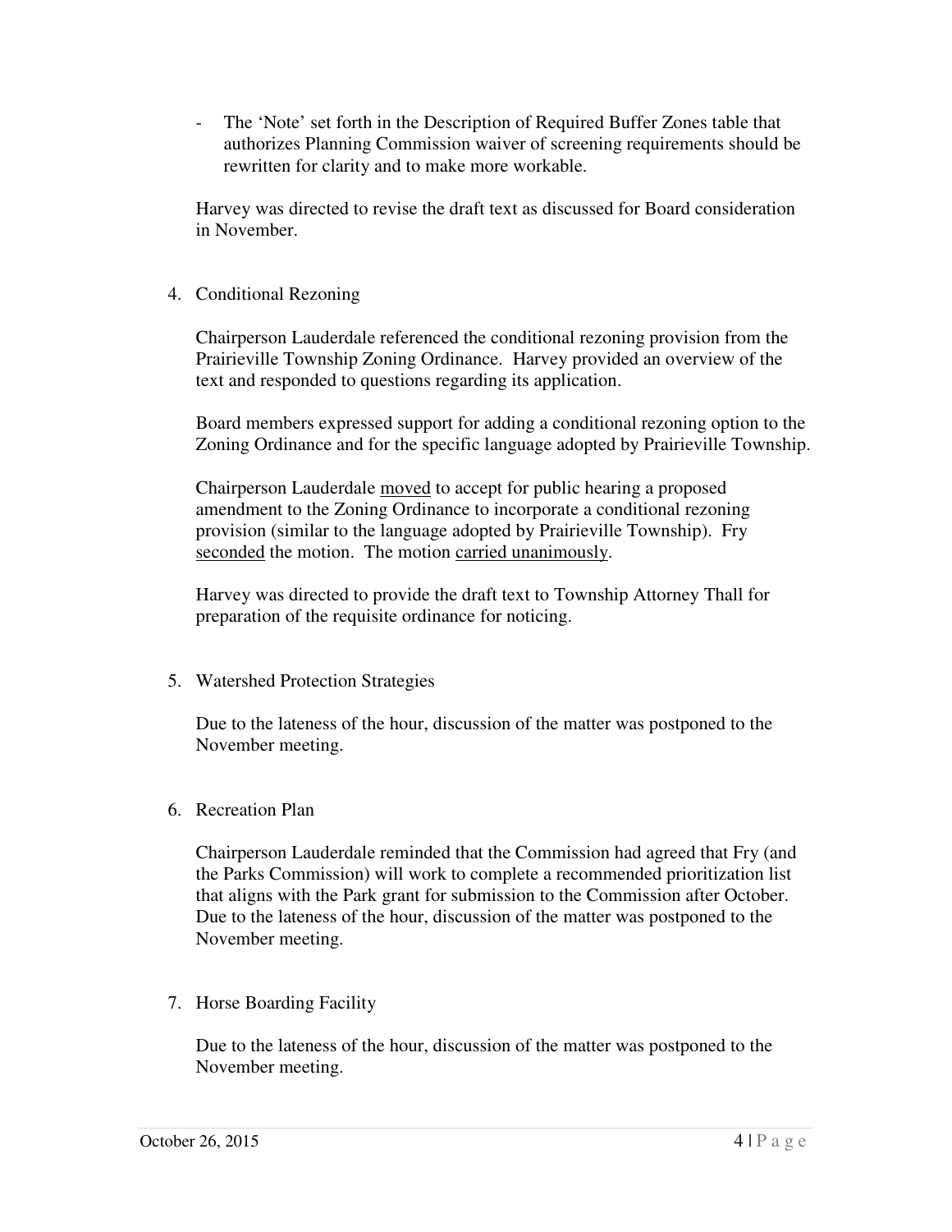- The 'Note' set forth in the Description of Required Buffer Zones table that authorizes Planning Commission waiver of screening requirements should be rewritten for clarity and to make more workable.

Harvey was directed to revise the draft text as discussed for Board consideration in November.

4. Conditional Rezoning

   Chairperson Lauderdale referenced the conditional rezoning provision from the Prairieville Township Zoning Ordinance. Harvey provided an overview of the text and responded to questions regarding its application.

   Board members expressed support for adding a conditional rezoning option to the Zoning Ordinance and for the specific language adopted by Prairieville Township.

   Chairperson Lauderdale moved to accept for public hearing a proposed amendment to the Zoning Ordinance to incorporate a conditional rezoning provision (similar to the language adopted by Prairieville Township). Fry seconded the motion. The motion carried unanimously.

   Harvey was directed to provide the draft text to Township Attorney Thall for preparation of the requisite ordinance for noticing.

5. Watershed Protection Strategies

   Due to the lateness of the hour, discussion of the matter was postponed to the November meeting.

6. Recreation Plan

   Chairperson Lauderdale reminded that the Commission had agreed that Fry (and the Parks Commission) will work to complete a recommended prioritization list that aligns with the Park grant for submission to the Commission after October. Due to the lateness of the hour, discussion of the matter was postponed to the November meeting.

7. Horse Boarding Facility

   Due to the lateness of the hour, discussion of the matter was postponed to the November meeting.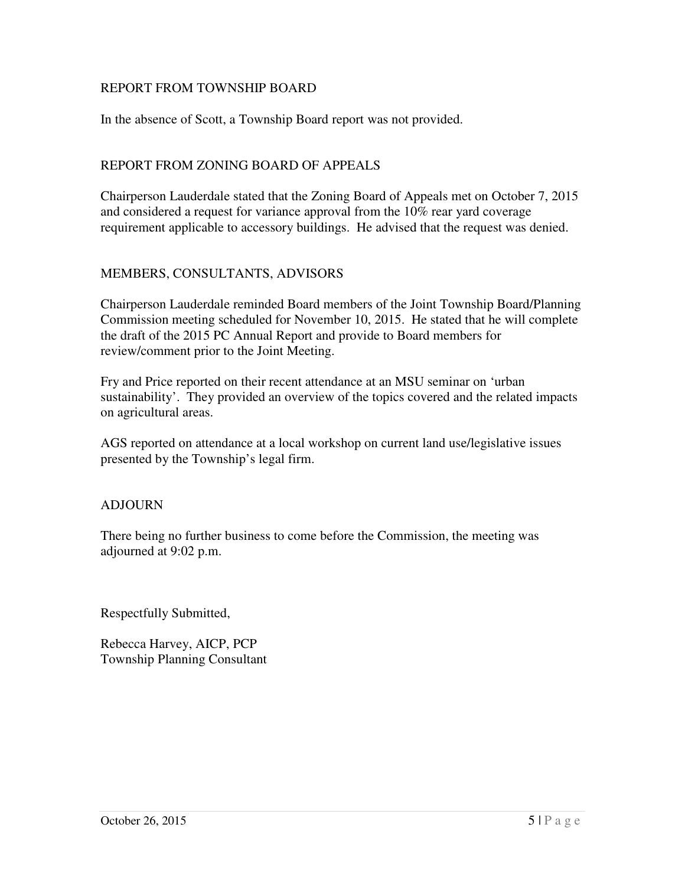## REPORT FROM TOWNSHIP BOARD

In the absence of Scott, a Township Board report was not provided.

## REPORT FROM ZONING BOARD OF APPEALS

Chairperson Lauderdale stated that the Zoning Board of Appeals met on October 7, 2015 and considered a request for variance approval from the 10% rear yard coverage requirement applicable to accessory buildings. He advised that the request was denied.

## MEMBERS, CONSULTANTS, ADVISORS

Chairperson Lauderdale reminded Board members of the Joint Township Board/Planning Commission meeting scheduled for November 10, 2015. He stated that he will complete the draft of the 2015 PC Annual Report and provide to Board members for review/comment prior to the Joint Meeting.

Fry and Price reported on their recent attendance at an MSU seminar on 'urban sustainability'. They provided an overview of the topics covered and the related impacts on agricultural areas.

AGS reported on attendance at a local workshop on current land use/legislative issues presented by the Township's legal firm.

## ADJOURN

There being no further business to come before the Commission, the meeting was adjourned at 9:02 p.m.

Respectfully Submitted,

Rebecca Harvey, AICP, PCP
Township Planning Consultant